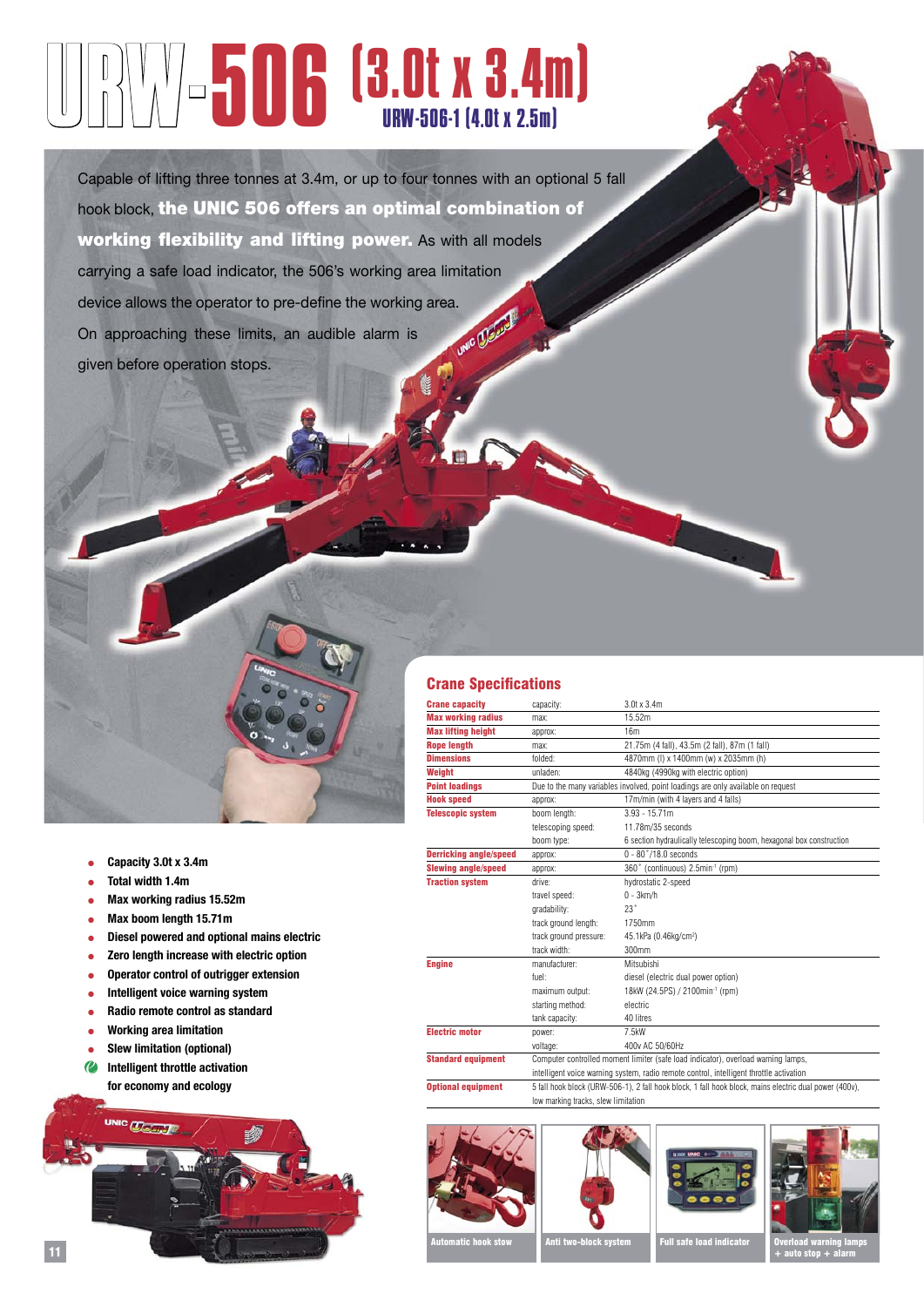# URW-506 (3.0t x 3.4m)

## URW-506-1 (4.0t x 2.5m)

Capable of lifting three tonnes at 3.4m, or up to four tonnes with an optional 5 fall hook block, **the UNIC 506 offers an optimal combination of working flexibility and lifting power.** As with all models carrying a safe load indicator, the 506's working area limitation device allows the operator to pre-define the working area. On approaching these limits, an audible alarm is given before operation stops.

- Capacity 3.0t x 3.4m
- Total width 1.4m
- Max working radius 15.52m
- Max boom length 15.71m
- Diesel powered and optional mains electric
- Zero length increase with electric option
- Operator control of outrigger extension
- Intelligent voice warning system
- Radio remote control as standard
- Working area limitation
- Slew limitation (optional)
- Intelligent throttle activation for economy and ecology

## Crane Specifications

| | | |
|---|---|---|
| **Crane capacity** | capacity: | 3.0t x 3.4m |
| **Max working radius** | max: | 15.52m |
| **Max lifting height** | approx: | 16m |
| **Rope length** | max: | 21.75m (4 fall), 43.5m (2 fall), 87m (1 fall) |
| **Dimensions** | folded: | 4870mm (l) x 1400mm (w) x 2035mm (h) |
| **Weight** | unladen: | 4840kg (4990kg with electric option) |
| **Point loadings** | Due to the many variables involved, point loadings are only available on request | |
| **Hook speed** | approx: | 17m/min (with 4 layers and 4 falls) |
| **Telescopic system** | boom length: | 3.93 - 15.71m |
| | telescoping speed: | 11.78m/35 seconds |
| | boom type: | 6 section hydraulically telescoping boom, hexagonal box construction |
| **Derricking angle/speed** | approx: | 0 - 80°/18.0 seconds |
| **Slewing angle/speed** | approx: | 360° (continuous) 2.5min$^{-1}$ (rpm) |
| **Traction system** | drive: | hydrostatic 2-speed |
| | travel speed: | 0 - 3km/h |
| | gradability: | 23° |
| | track ground length: | 1750mm |
| | track ground pressure: | 45.1kPa (0.46kg/cm$^2$) |
| | track width: | 300mm |
| **Engine** | manufacturer: | Mitsubishi |
| | fuel: | diesel (electric dual power option) |
| | maximum output: | 18kW (24.5PS) / 2100min$^{-1}$ (rpm) |
| | starting method: | electric |
| | tank capacity: | 40 litres |
| **Electric motor** | power: | 7.5kW |
| | voltage: | 400v AC 50/60Hz |
| **Standard equipment** | Computer controlled moment limiter (safe load indicator), overload warning lamps, intelligent voice warning system, radio remote control, intelligent throttle activation | |
| **Optional equipment** | 5 fall hook block (URW-506-1), 2 fall hook block, 1 fall hook block, mains electric dual power (400v), low marking tracks, slew limitation | |

Automatic hook stow

Anti two-block system

Full safe load indicator

Overload warning lamps + auto stop + alarm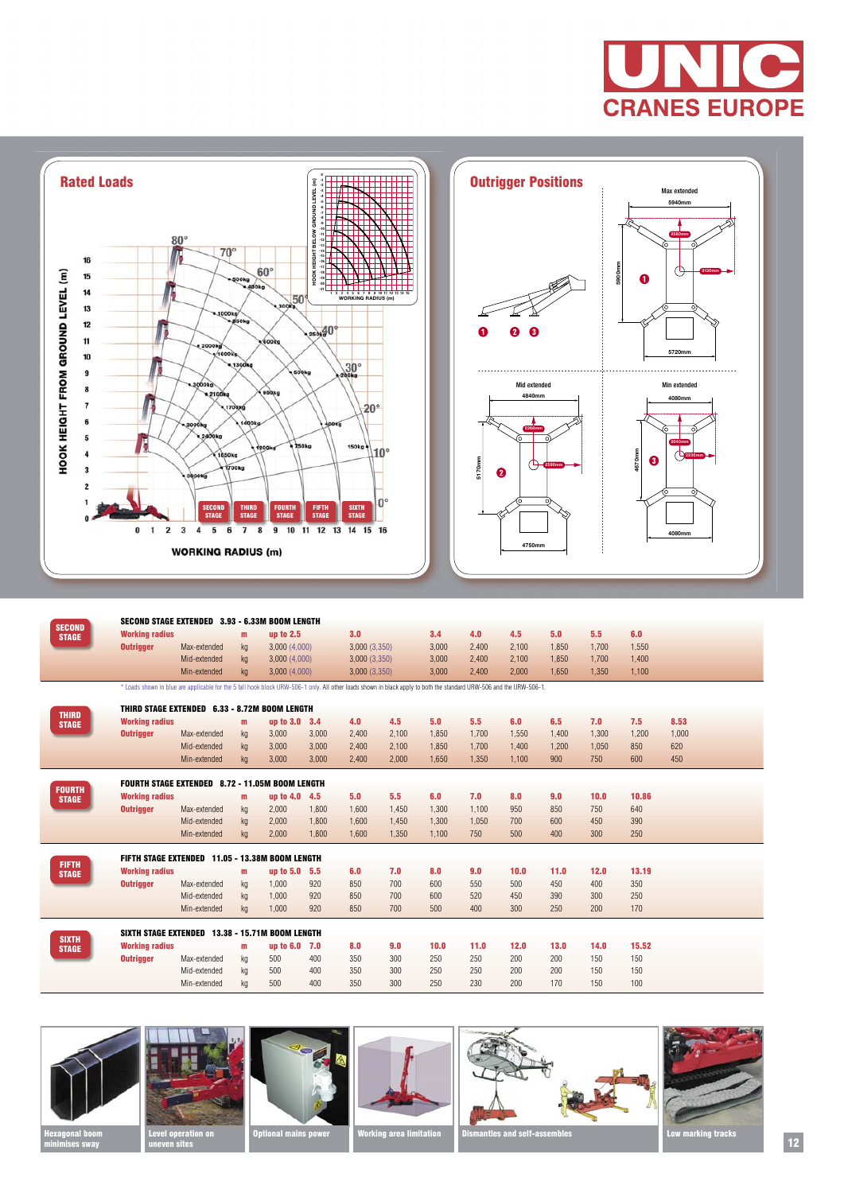UNIC CRANES EUROPE

## Rated Loads

HOOK HEIGHT FROM GROUND LEVEL (m)

WORKING RADIUS (m)

80° 70° 60° 50° 40° 30° 20° 10° 0°

500kg 450kg 300kg 1000kg 850kg 250kg 600kg 2000kg 1600kg 1300kg 500kg 200kg 3000kg 2100kg 900kg 1700kg 3000kg 1400kg 400kg 2400kg 1000kg 750kg 150kg 1850kg 1700kg 3000kg

SECOND STAGE THIRD STAGE FOURTH STAGE FIFTH STAGE SIXTH STAGE

HOOK HEIGHT BELOW GROUND LEVEL (m)

WORKING RADIUS (m)

## Outrigger Positions

Max extended 5940mm 2560mm 3130mm 5900mm 5720mm

Mid extended 4840mm 2200mm 2590mm 5170mm 4750mm

Min extended 4080mm 2040mm 2230mm 4670mm 4080mm

1 2 3

**SECOND STAGE**

SECOND STAGE EXTENDED 3.93 - 6.33M BOOM LENGTH

| | | | | | | | | | | |
|---|---|---|---|---|---|---|---|---|---|---|
| **Working radius** | | m | up to 2.5 | 3.0 | 3.4 | 4.0 | 4.5 | 5.0 | 5.5 | 6.0 |
| **Outrigger** | Max-extended | kg | 3,000 (4,000) | 3,000 (3,350) | 3,000 | 2,400 | 2,100 | 1,850 | 1,700 | 1,550 |
| | Mid-extended | kg | 3,000 (4,000) | 3,000 (3,350) | 3,000 | 2,400 | 2,100 | 1,850 | 1,700 | 1,400 |
| | Min-extended | kg | 3,000 (4,000) | 3,000 (3,350) | 3,000 | 2,400 | 2,000 | 1,650 | 1,350 | 1,100 |

* Loads shown in blue are applicable for the 5 fall hook block URW-506-1 only. All other loads shown in black apply to both the standard URW-506 and the URW-506-1.

**THIRD STAGE**

THIRD STAGE EXTENDED 6.33 - 8.72M BOOM LENGTH

| | | | | | | | | | | | | | |
|---|---|---|---|---|---|---|---|---|---|---|---|---|---|
| **Working radius** | | m | up to 3.0 | 3.4 | 4.0 | 4.5 | 5.0 | 5.5 | 6.0 | 6.5 | 7.0 | 7.5 | 8.53 |
| **Outrigger** | Max-extended | kg | 3,000 | 3,000 | 2,400 | 2,100 | 1,850 | 1,700 | 1,550 | 1,400 | 1,300 | 1,200 | 1,000 |
| | Mid-extended | kg | 3,000 | 3,000 | 2,400 | 2,100 | 1,850 | 1,700 | 1,400 | 1,200 | 1,050 | 850 | 620 |
| | Min-extended | kg | 3,000 | 3,000 | 2,400 | 2,000 | 1,650 | 1,350 | 1,100 | 900 | 750 | 600 | 450 |

**FOURTH STAGE**

FOURTH STAGE EXTENDED 8.72 - 11.05M BOOM LENGTH

| | | | | | | | | | | | | |
|---|---|---|---|---|---|---|---|---|---|---|---|---|
| **Working radius** | | m | up to 4.0 | 4.5 | 5.0 | 5.5 | 6.0 | 7.0 | 8.0 | 9.0 | 10.0 | 10.86 |
| **Outrigger** | Max-extended | kg | 2,000 | 1,800 | 1,600 | 1,450 | 1,300 | 1,100 | 950 | 850 | 750 | 640 |
| | Mid-extended | kg | 2,000 | 1,800 | 1,600 | 1,450 | 1,300 | 1,050 | 700 | 600 | 450 | 390 |
| | Min-extended | kg | 2,000 | 1,800 | 1,600 | 1,350 | 1,100 | 750 | 500 | 400 | 300 | 250 |

**FIFTH STAGE**

FIFTH STAGE EXTENDED 11.05 - 13.38M BOOM LENGTH

| | | | | | | | | | | | | |
|---|---|---|---|---|---|---|---|---|---|---|---|---|
| **Working radius** | | m | up to 5.0 | 5.5 | 6.0 | 7.0 | 8.0 | 9.0 | 10.0 | 11.0 | 12.0 | 13.19 |
| **Outrigger** | Max-extended | kg | 1,000 | 920 | 850 | 700 | 600 | 550 | 500 | 450 | 400 | 350 |
| | Mid-extended | kg | 1,000 | 920 | 850 | 700 | 600 | 520 | 450 | 390 | 300 | 250 |
| | Min-extended | kg | 1,000 | 920 | 850 | 700 | 500 | 400 | 300 | 250 | 200 | 170 |

**SIXTH STAGE**

SIXTH STAGE EXTENDED 13.38 - 15.71M BOOM LENGTH

| | | | | | | | | | | | | |
|---|---|---|---|---|---|---|---|---|---|---|---|---|
| **Working radius** | | m | up to 6.0 | 7.0 | 8.0 | 9.0 | 10.0 | 11.0 | 12.0 | 13.0 | 14.0 | 15.52 |
| **Outrigger** | Max-extended | kg | 500 | 400 | 350 | 300 | 250 | 250 | 200 | 200 | 150 | 150 |
| | Mid-extended | kg | 500 | 400 | 350 | 300 | 250 | 250 | 200 | 200 | 150 | 150 |
| | Min-extended | kg | 500 | 400 | 350 | 300 | 250 | 230 | 200 | 170 | 150 | 100 |

Hexagonal boom minimises sway

Level operation on uneven sites

Optional mains power

Working area limitation

Dismantles and self-assembles

Low marking tracks